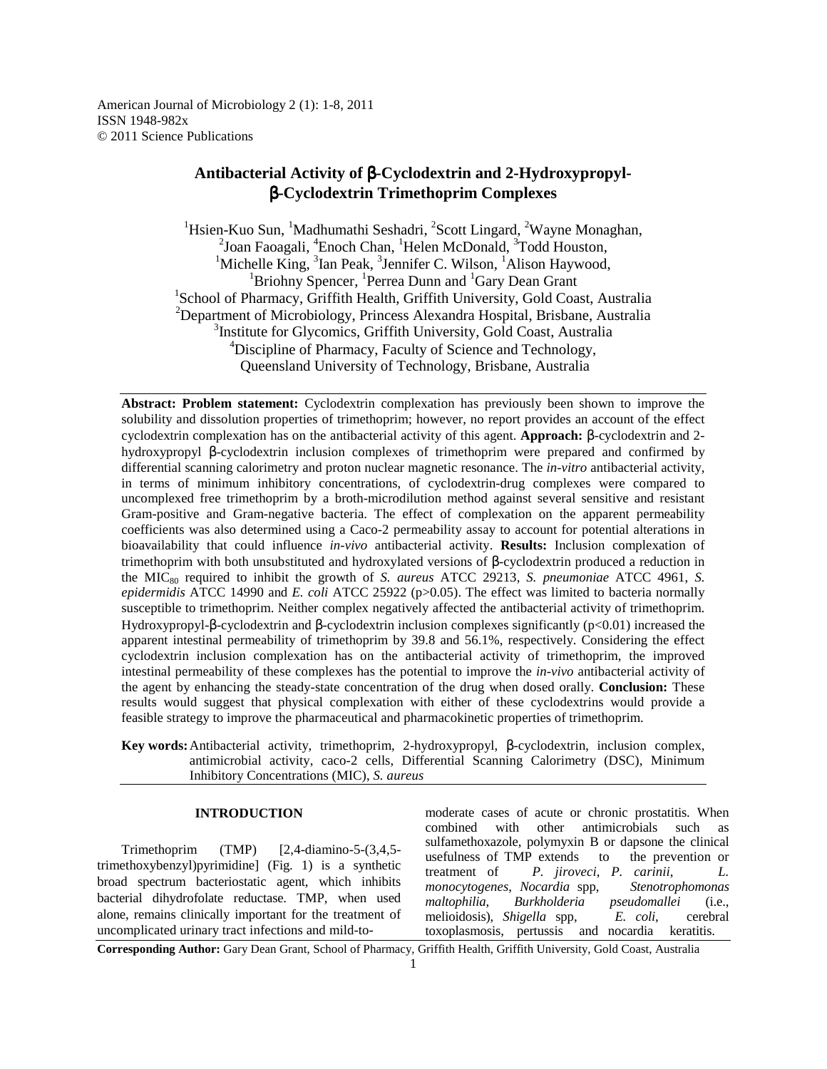American Journal of Microbiology 2 (1): 1-8, 2011
ISSN 1948-982x
© 2011 Science Publications

# Antibacterial Activity of β-Cyclodextrin and 2-Hydroxypropyl-β-Cyclodextrin Trimethoprim Complexes

[1]Hsien-Kuo Sun, [1]Madhumathi Seshadri, [2]Scott Lingard, [2]Wayne Monaghan, [2]Joan Faoagali, [4]Enoch Chan, [1]Helen McDonald, [3]Todd Houston, [1]Michelle King, [3]Ian Peak, [3]Jennifer C. Wilson, [1]Alison Haywood, [1]Briohny Spencer, [1]Perrea Dunn and [1]Gary Dean Grant

[1]School of Pharmacy, Griffith Health, Griffith University, Gold Coast, Australia
[2]Department of Microbiology, Princess Alexandra Hospital, Brisbane, Australia
[3]Institute for Glycomics, Griffith University, Gold Coast, Australia
[4]Discipline of Pharmacy, Faculty of Science and Technology, Queensland University of Technology, Brisbane, Australia

**Abstract: Problem statement:** Cyclodextrin complexation has previously been shown to improve the solubility and dissolution properties of trimethoprim; however, no report provides an account of the effect cyclodextrin complexation has on the antibacterial activity of this agent. **Approach:** β-cyclodextrin and 2-hydroxypropyl β-cyclodextrin inclusion complexes of trimethoprim were prepared and confirmed by differential scanning calorimetry and proton nuclear magnetic resonance. The *in-vitro* antibacterial activity, in terms of minimum inhibitory concentrations, of cyclodextrin-drug complexes were compared to uncomplexed free trimethoprim by a broth-microdilution method against several sensitive and resistant Gram-positive and Gram-negative bacteria. The effect of complexation on the apparent permeability coefficients was also determined using a Caco-2 permeability assay to account for potential alterations in bioavailability that could influence *in-vivo* antibacterial activity. **Results:** Inclusion complexation of trimethoprim with both unsubstituted and hydroxylated versions of β-cyclodextrin produced a reduction in the $MIC_{80}$ required to inhibit the growth of *S. aureus* ATCC 29213, *S. pneumoniae* ATCC 4961, *S. epidermidis* ATCC 14990 and *E. coli* ATCC 25922 ($p>0.05$). The effect was limited to bacteria normally susceptible to trimethoprim. Neither complex negatively affected the antibacterial activity of trimethoprim. Hydroxypropyl-β-cyclodextrin and β-cyclodextrin inclusion complexes significantly ($p<0.01$) increased the apparent intestinal permeability of trimethoprim by 39.8 and 56.1%, respectively. Considering the effect cyclodextrin inclusion complexation has on the antibacterial activity of trimethoprim, the improved intestinal permeability of these complexes has the potential to improve the *in-vivo* antibacterial activity of the agent by enhancing the steady-state concentration of the drug when dosed orally. **Conclusion:** These results would suggest that physical complexation with either of these cyclodextrins would provide a feasible strategy to improve the pharmaceutical and pharmacokinetic properties of trimethoprim.

**Key words:** Antibacterial activity, trimethoprim, 2-hydroxypropyl, β-cyclodextrin, inclusion complex, antimicrobial activity, caco-2 cells, Differential Scanning Calorimetry (DSC), Minimum Inhibitory Concentrations (MIC), *S. aureus*

## INTRODUCTION

Trimethoprim (TMP) [2,4-diamino-5-(3,4,5-trimethoxybenzyl)pyrimidine] (Fig. 1) is a synthetic broad spectrum bacteriostatic agent, which inhibits bacterial dihydrofolate reductase. TMP, when used alone, remains clinically important for the treatment of uncomplicated urinary tract infections and mild-to-moderate cases of acute or chronic prostatitis. When combined with other antimicrobials such as sulfamethoxazole, polymyxin B or dapsone the clinical usefulness of TMP extends to the prevention or treatment of *P. jiroveci*, *P. carinii*, *L. monocytogenes*, *Nocardia* spp, *Stenotrophomonas maltophilia*, *Burkholderia pseudomallei* (i.e., melioidosis), *Shigella* spp, *E. coli*, cerebral toxoplasmosis, pertussis and nocardia keratitis.

**Corresponding Author:** Gary Dean Grant, School of Pharmacy, Griffith Health, Griffith University, Gold Coast, Australia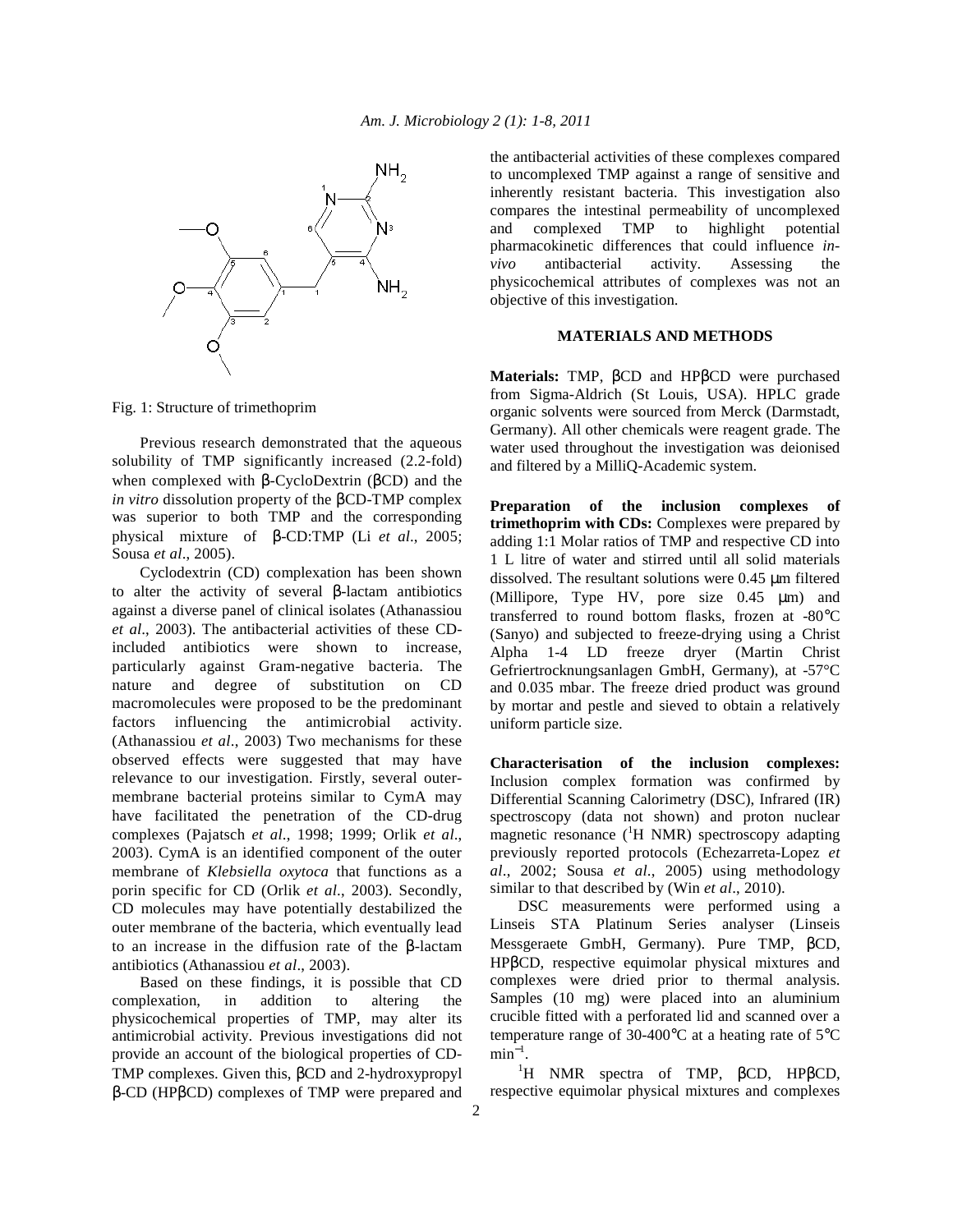Fig. 1: Structure of trimethoprim

Previous research demonstrated that the aqueous solubility of TMP significantly increased (2.2-fold) when complexed with β-CycloDextrin (βCD) and the *in vitro* dissolution property of the βCD-TMP complex was superior to both TMP and the corresponding physical mixture of β-CD:TMP (Li *et al*., 2005; Sousa *et al*., 2005).

Cyclodextrin (CD) complexation has been shown to alter the activity of several β-lactam antibiotics against a diverse panel of clinical isolates (Athanassiou *et al*., 2003). The antibacterial activities of these CD-included antibiotics were shown to increase, particularly against Gram-negative bacteria. The nature and degree of substitution on CD macromolecules were proposed to be the predominant factors influencing the antimicrobial activity. (Athanassiou *et al*., 2003) Two mechanisms for these observed effects were suggested that may have relevance to our investigation. Firstly, several outer-membrane bacterial proteins similar to CymA may have facilitated the penetration of the CD-drug complexes (Pajatsch *et al*., 1998; 1999; Orlik *et al*., 2003). CymA is an identified component of the outer membrane of *Klebsiella oxytoca* that functions as a porin specific for CD (Orlik *et al*., 2003). Secondly, CD molecules may have potentially destabilized the outer membrane of the bacteria, which eventually lead to an increase in the diffusion rate of the β-lactam antibiotics (Athanassiou *et al*., 2003).

Based on these findings, it is possible that CD complexation, in addition to altering the physicochemical properties of TMP, may alter its antimicrobial activity. Previous investigations did not provide an account of the biological properties of CD-TMP complexes. Given this, βCD and 2-hydroxypropyl β-CD (HPβCD) complexes of TMP were prepared and the antibacterial activities of these complexes compared to uncomplexed TMP against a range of sensitive and inherently resistant bacteria. This investigation also compares the intestinal permeability of uncomplexed and complexed TMP to highlight potential pharmacokinetic differences that could influence *in-vivo* antibacterial activity. Assessing the physicochemical attributes of complexes was not an objective of this investigation.

## MATERIALS AND METHODS

**Materials:** TMP, βCD and HPβCD were purchased from Sigma-Aldrich (St Louis, USA). HPLC grade organic solvents were sourced from Merck (Darmstadt, Germany). All other chemicals were reagent grade. The water used throughout the investigation was deionised and filtered by a MilliQ-Academic system.

**Preparation of the inclusion complexes of trimethoprim with CDs:** Complexes were prepared by adding 1:1 Molar ratios of TMP and respective CD into 1 L litre of water and stirred until all solid materials dissolved. The resultant solutions were 0.45 μm filtered (Millipore, Type HV, pore size 0.45 μm) and transferred to round bottom flasks, frozen at -80°C (Sanyo) and subjected to freeze-drying using a Christ Alpha 1-4 LD freeze dryer (Martin Christ Gefriertrocknungsanlagen GmbH, Germany), at -57°C and 0.035 mbar. The freeze dried product was ground by mortar and pestle and sieved to obtain a relatively uniform particle size.

**Characterisation of the inclusion complexes:** Inclusion complex formation was confirmed by Differential Scanning Calorimetry (DSC), Infrared (IR) spectroscopy (data not shown) and proton nuclear magnetic resonance ($^1$H NMR) spectroscopy adapting previously reported protocols (Echezarreta-Lopez *et al*., 2002; Sousa *et al*., 2005) using methodology similar to that described by (Win *et al*., 2010).

DSC measurements were performed using a Linseis STA Platinum Series analyser (Linseis Messgeraete GmbH, Germany). Pure TMP, βCD, HPβCD, respective equimolar physical mixtures and complexes were dried prior to thermal analysis. Samples (10 mg) were placed into an aluminium crucible fitted with a perforated lid and scanned over a temperature range of 30-400°C at a heating rate of 5°C $\text{min}^{-1}$.

$^1$H NMR spectra of TMP, βCD, HPβCD, respective equimolar physical mixtures and complexes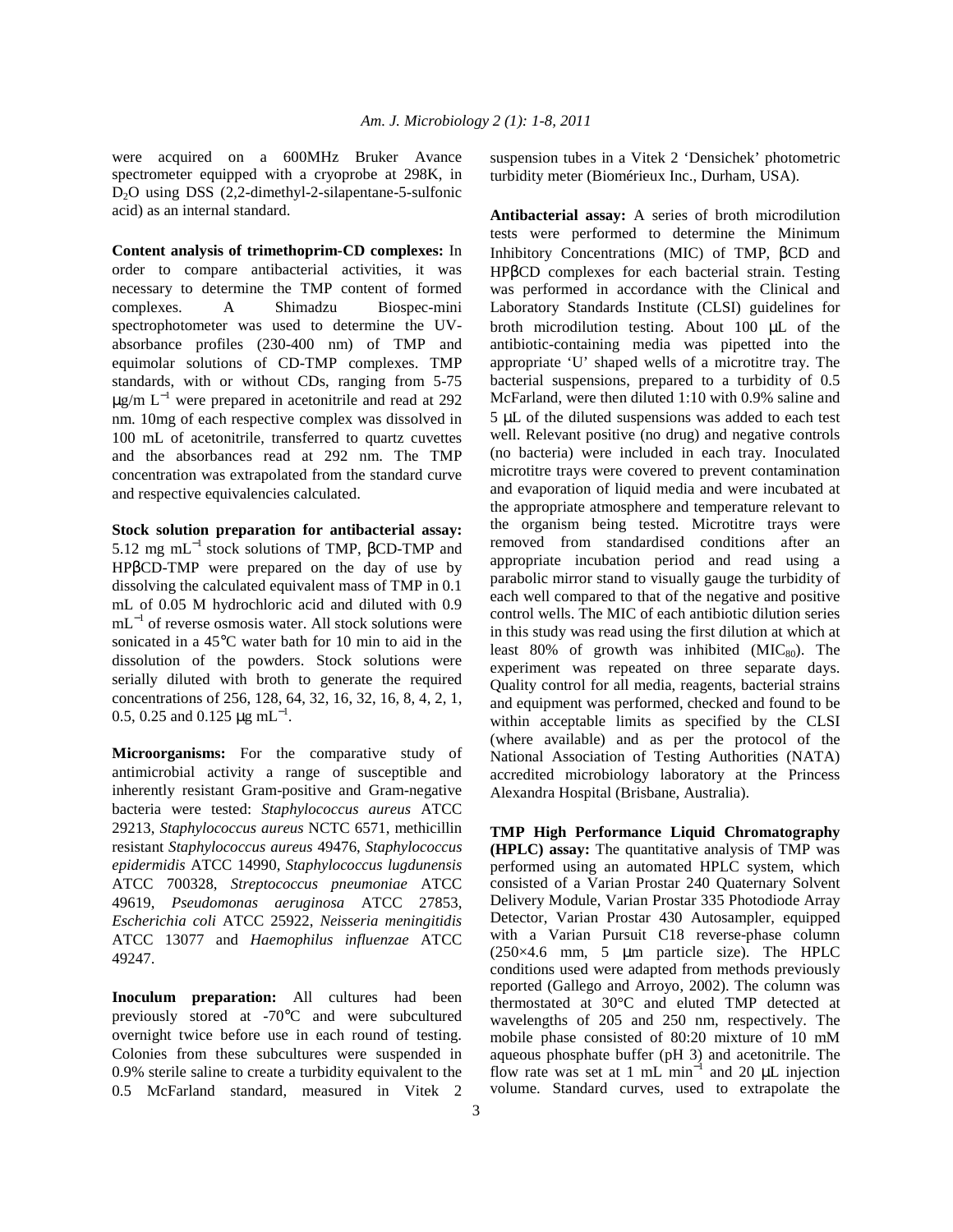were acquired on a 600MHz Bruker Avance spectrometer equipped with a cryoprobe at 298K, in $D_2O$ using DSS (2,2-dimethyl-2-silapentane-5-sulfonic acid) as an internal standard.

**Content analysis of trimethoprim-CD complexes:** In order to compare antibacterial activities, it was necessary to determine the TMP content of formed complexes. A Shimadzu Biospec-mini spectrophotometer was used to determine the UV-absorbance profiles (230-400 nm) of TMP and equimolar solutions of CD-TMP complexes. TMP standards, with or without CDs, ranging from 5-75 μg/m $L^{-1}$ were prepared in acetonitrile and read at 292 nm. 10mg of each respective complex was dissolved in 100 mL of acetonitrile, transferred to quartz cuvettes and the absorbances read at 292 nm. The TMP concentration was extrapolated from the standard curve and respective equivalencies calculated.

**Stock solution preparation for antibacterial assay:** 5.12 mg $mL^{-1}$ stock solutions of TMP, βCD-TMP and HPβCD-TMP were prepared on the day of use by dissolving the calculated equivalent mass of TMP in 0.1 mL of 0.05 M hydrochloric acid and diluted with 0.9 $mL^{-1}$ of reverse osmosis water. All stock solutions were sonicated in a 45°C water bath for 10 min to aid in the dissolution of the powders. Stock solutions were serially diluted with broth to generate the required concentrations of 256, 128, 64, 32, 16, 32, 16, 8, 4, 2, 1, 0.5, 0.25 and 0.125 μg $mL^{-1}$.

**Microorganisms:** For the comparative study of antimicrobial activity a range of susceptible and inherently resistant Gram-positive and Gram-negative bacteria were tested: *Staphylococcus aureus* ATCC 29213, *Staphylococcus aureus* NCTC 6571, methicillin resistant *Staphylococcus aureus* 49476, *Staphylococcus epidermidis* ATCC 14990, *Staphylococcus lugdunensis* ATCC 700328, *Streptococcus pneumoniae* ATCC 49619, *Pseudomonas aeruginosa* ATCC 27853, *Escherichia coli* ATCC 25922, *Neisseria meningitidis* ATCC 13077 and *Haemophilus influenzae* ATCC 49247.

**Inoculum preparation:** All cultures had been previously stored at -70°C and were subcultured overnight twice before use in each round of testing. Colonies from these subcultures were suspended in 0.9% sterile saline to create a turbidity equivalent to the 0.5 McFarland standard, measured in Vitek 2 suspension tubes in a Vitek 2 'Densichek' photometric turbidity meter (Biomérieux Inc., Durham, USA).

**Antibacterial assay:** A series of broth microdilution tests were performed to determine the Minimum Inhibitory Concentrations (MIC) of TMP, βCD and HPβCD complexes for each bacterial strain. Testing was performed in accordance with the Clinical and Laboratory Standards Institute (CLSI) guidelines for broth microdilution testing. About 100 μL of the antibiotic-containing media was pipetted into the appropriate 'U' shaped wells of a microtitre tray. The bacterial suspensions, prepared to a turbidity of 0.5 McFarland, were then diluted 1:10 with 0.9% saline and 5 μL of the diluted suspensions was added to each test well. Relevant positive (no drug) and negative controls (no bacteria) were included in each tray. Inoculated microtitre trays were covered to prevent contamination and evaporation of liquid media and were incubated at the appropriate atmosphere and temperature relevant to the organism being tested. Microtitre trays were removed from standardised conditions after an appropriate incubation period and read using a parabolic mirror stand to visually gauge the turbidity of each well compared to that of the negative and positive control wells. The MIC of each antibiotic dilution series in this study was read using the first dilution at which at least 80% of growth was inhibited ($MIC_{80}$). The experiment was repeated on three separate days. Quality control for all media, reagents, bacterial strains and equipment was performed, checked and found to be within acceptable limits as specified by the CLSI (where available) and as per the protocol of the National Association of Testing Authorities (NATA) accredited microbiology laboratory at the Princess Alexandra Hospital (Brisbane, Australia).

**TMP High Performance Liquid Chromatography (HPLC) assay:** The quantitative analysis of TMP was performed using an automated HPLC system, which consisted of a Varian Prostar 240 Quaternary Solvent Delivery Module, Varian Prostar 335 Photodiode Array Detector, Varian Prostar 430 Autosampler, equipped with a Varian Pursuit C18 reverse-phase column (250×4.6 mm, 5 μm particle size). The HPLC conditions used were adapted from methods previously reported (Gallego and Arroyo, 2002). The column was thermostated at 30°C and eluted TMP detected at wavelengths of 205 and 250 nm, respectively. The mobile phase consisted of 80:20 mixture of 10 mM aqueous phosphate buffer (pH 3) and acetonitrile. The flow rate was set at 1 mL $min^{-1}$ and 20 μL injection volume. Standard curves, used to extrapolate the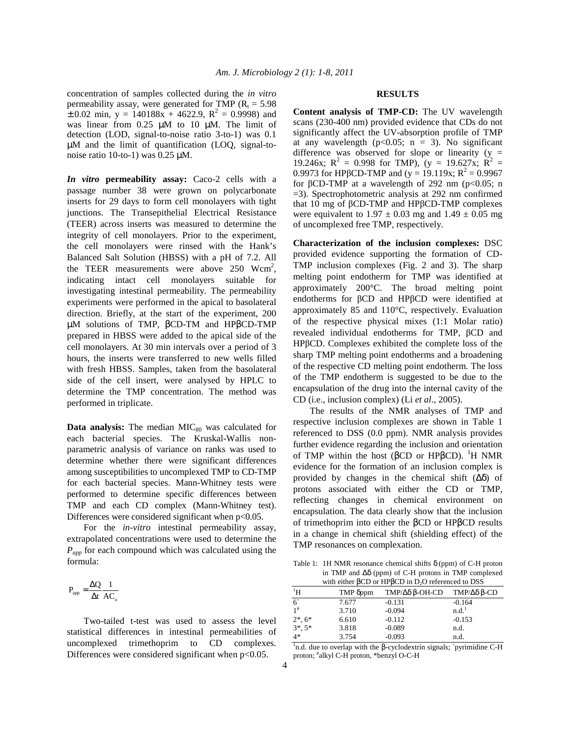concentration of samples collected during the *in vitro* permeability assay, were generated for TMP ($R_t$ = 5.98 ± 0.02 min, y = 140188x + 4622.9, $R^2$ = 0.9998) and was linear from 0.25 μM to 10 μM. The limit of detection (LOD, signal-to-noise ratio 3-to-1) was 0.1 μM and the limit of quantification (LOQ, signal-to-noise ratio 10-to-1) was 0.25 μM.

***In vitro* permeability assay:** Caco-2 cells with a passage number 38 were grown on polycarbonate inserts for 29 days to form cell monolayers with tight junctions. The Transepithelial Electrical Resistance (TEER) across inserts was measured to determine the integrity of cell monolayers. Prior to the experiment, the cell monolayers were rinsed with the Hank's Balanced Salt Solution (HBSS) with a pH of 7.2. All the TEER measurements were above 250 $Wcm^2$, indicating intact cell monolayers suitable for investigating intestinal permeability. The permeability experiments were performed in the apical to basolateral direction. Briefly, at the start of the experiment, 200 μM solutions of TMP, βCD-TM and HPβCD-TMP prepared in HBSS were added to the apical side of the cell monolayers. At 30 min intervals over a period of 3 hours, the inserts were transferred to new wells filled with fresh HBSS. Samples, taken from the basolateral side of the cell insert, were analysed by HPLC to determine the TMP concentration. The method was performed in triplicate.

**Data analysis:** The median $MIC_{80}$ was calculated for each bacterial species. The Kruskal-Wallis non-parametric analysis of variance on ranks was used to determine whether there were significant differences among susceptibilities to uncomplexed TMP to CD-TMP for each bacterial species. Mann-Whitney tests were performed to determine specific differences between TMP and each CD complex (Mann-Whitney test). Differences were considered significant when $p<0.05$.

For the *in-vitro* intestinal permeability assay, extrapolated concentrations were used to determine the $P_{app}$ for each compound which was calculated using the formula:

$$P_{app} = \frac{\Delta Q}{\Delta t}\frac{1}{AC_o}$$

Two-tailed t-test was used to assess the level statistical differences in intestinal permeabilities of uncomplexed trimethoprim to CD complexes. Differences were considered significant when $p<0.05$.

## RESULTS

**Content analysis of TMP-CD:** The UV wavelength scans (230-400 nm) provided evidence that CDs do not significantly affect the UV-absorption profile of TMP at any wavelength ($p<0.05$; n = 3). No significant difference was observed for slope or linearity (y = 19.246x; $R^2$ = 0.998 for TMP), (y = 19.627x; $R^2$ = 0.9973 for HPβCD-TMP and (y = 19.119x; $R^2$ = 0.9967 for βCD-TMP at a wavelength of 292 nm ($p<0.05$; n =3). Spectrophotometric analysis at 292 nm confirmed that 10 mg of βCD-TMP and HPβCD-TMP complexes were equivalent to 1.97 ± 0.03 mg and 1.49 ± 0.05 mg of uncomplexed free TMP, respectively.

**Characterization of the inclusion complexes:** DSC provided evidence supporting the formation of CD-TMP inclusion complexes (Fig. 2 and 3). The sharp melting point endotherm for TMP was identified at approximately 200°C. The broad melting point endotherms for βCD and HPβCD were identified at approximately 85 and 110°C, respectively. Evaluation of the respective physical mixes (1:1 Molar ratio) revealed individual endotherms for TMP, βCD and HPβCD. Complexes exhibited the complete loss of the sharp TMP melting point endotherms and a broadening of the respective CD melting point endotherm. The loss of the TMP endotherm is suggested to be due to the encapsulation of the drug into the internal cavity of the CD (i.e., inclusion complex) (Li *et al*., 2005).

The results of the NMR analyses of TMP and respective inclusion complexes are shown in Table 1 referenced to DSS (0.0 ppm). NMR analysis provides further evidence regarding the inclusion and orientation of TMP within the host (βCD or HPβCD). $^1$H NMR evidence for the formation of an inclusion complex is provided by changes in the chemical shift (Δδ) of protons associated with either the CD or TMP, reflecting changes in chemical environment on encapsulation. The data clearly show that the inclusion of trimethoprim into either the βCD or HPβCD results in a change in chemical shift (shielding effect) of the TMP resonances on complexation.

Table 1: 1H NMR resonance chemical shifts δ (ppm) of C-H proton in TMP and Δδ (ppm) of C-H protons in TMP complexed with either βCD or HPβCD in $D_2O$ referenced to DSS

| $^1$H | TMP δppm | TMP/Δδ β-OH-CD | TMP/Δδ β-CD |
|---|---|---|---|
| 6` | 7.677 | -0.131 | -0.164 |
| 1# | 3.710 | -0.094 | n.d.[1] |
| 2*, 6* | 6.610 | -0.112 | -0.153 |
| 3*, 5* | 3.818 | -0.089 | n.d. |
| 4* | 3.754 | -0.093 | n.d. |

[1]n.d. due to overlap with the β-cyclodextrin signals; `pyrimidine C-H proton; #alkyl C-H proton, *benzyl O-C-H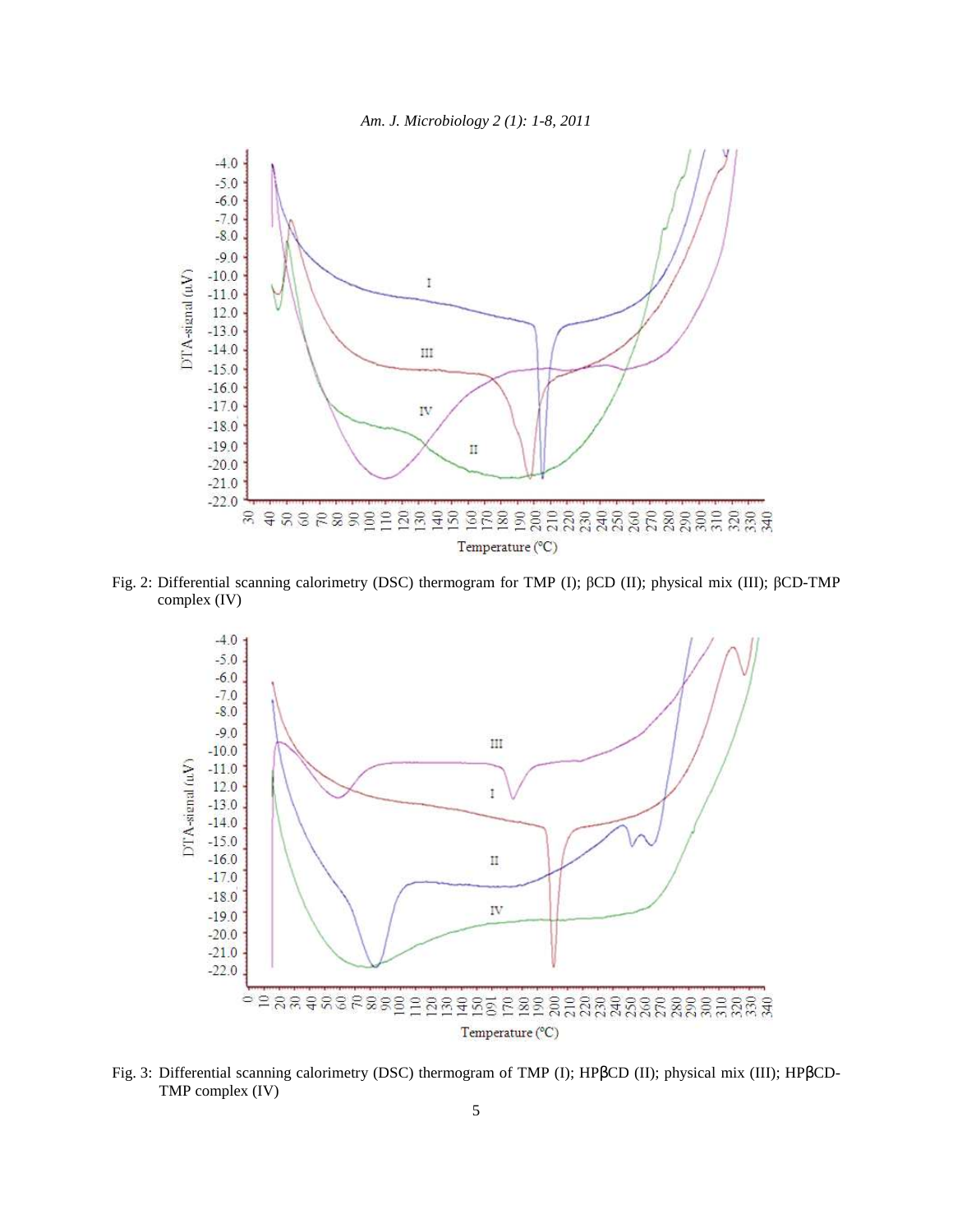Fig. 2: Differential scanning calorimetry (DSC) thermogram for TMP (I); βCD (II); physical mix (III); βCD-TMP complex (IV)

Fig. 3: Differential scanning calorimetry (DSC) thermogram of TMP (I); HPβCD (II); physical mix (III); HPβCD-TMP complex (IV)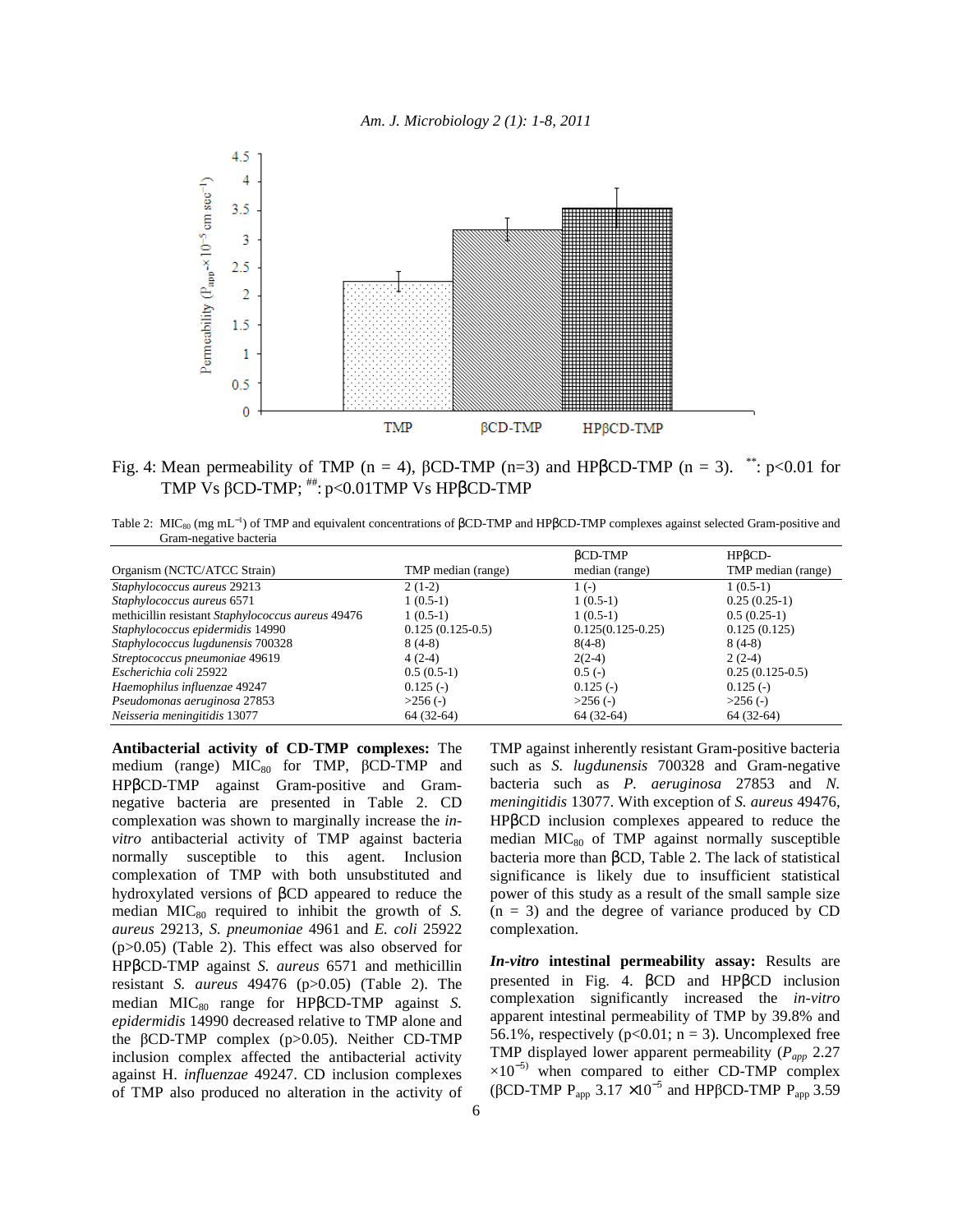Fig. 4: Mean permeability of TMP (n = 4), βCD-TMP (n=3) and HPβCD-TMP (n = 3). **: p<0.01 for TMP Vs βCD-TMP; ##: p<0.01TMP Vs HPβCD-TMP

Table 2: $MIC_{80}$ (mg $mL^{-1}$) of TMP and equivalent concentrations of βCD-TMP and HPβCD-TMP complexes against selected Gram-positive and Gram-negative bacteria

| Organism (NCTC/ATCC Strain) | TMP median (range) | βCD-TMP median (range) | HPβCD-TMP median (range) |
|---|---|---|---|
| *Staphylococcus aureus* 29213 | 2 (1-2) | 1 (-) | 1 (0.5-1) |
| *Staphylococcus aureus* 6571 | 1 (0.5-1) | 1 (0.5-1) | 0.25 (0.25-1) |
| methicillin resistant *Staphylococcus aureus* 49476 | 1 (0.5-1) | 1 (0.5-1) | 0.5 (0.25-1) |
| *Staphylococcus epidermidis* 14990 | 0.125 (0.125-0.5) | 0.125(0.125-0.25) | 0.125 (0.125) |
| *Staphylococcus lugdunensis* 700328 | 8 (4-8) | 8(4-8) | 8 (4-8) |
| *Streptococcus pneumoniae* 49619 | 4 (2-4) | 2(2-4) | 2 (2-4) |
| *Escherichia coli* 25922 | 0.5 (0.5-1) | 0.5 (-) | 0.25 (0.125-0.5) |
| *Haemophilus influenzae* 49247 | 0.125 (-) | 0.125 (-) | 0.125 (-) |
| *Pseudomonas aeruginosa* 27853 | >256 (-) | >256 (-) | >256 (-) |
| *Neisseria meningitidis* 13077 | 64 (32-64) | 64 (32-64) | 64 (32-64) |

**Antibacterial activity of CD-TMP complexes:** The medium (range) $MIC_{80}$ for TMP, βCD-TMP and HPβCD-TMP against Gram-positive and Gram-negative bacteria are presented in Table 2. CD complexation was shown to marginally increase the *in-vitro* antibacterial activity of TMP against bacteria normally susceptible to this agent. Inclusion complexation of TMP with both unsubstituted and hydroxylated versions of βCD appeared to reduce the median $MIC_{80}$ required to inhibit the growth of *S. aureus* 29213, *S. pneumoniae* 4961 and *E. coli* 25922 ($p>0.05$) (Table 2). This effect was also observed for HPβCD-TMP against *S. aureus* 6571 and methicillin resistant *S. aureus* 49476 ($p>0.05$) (Table 2). The median $MIC_{80}$ range for HPβCD-TMP against *S. epidermidis* 14990 decreased relative to TMP alone and the βCD-TMP complex ($p>0.05$). Neither CD-TMP inclusion complex affected the antibacterial activity against H. *influenzae* 49247. CD inclusion complexes of TMP also produced no alteration in the activity of TMP against inherently resistant Gram-positive bacteria such as *S. lugdunensis* 700328 and Gram-negative bacteria such as *P. aeruginosa* 27853 and *N. meningitidis* 13077. With exception of *S. aureus* 49476, HPβCD inclusion complexes appeared to reduce the median $MIC_{80}$ of TMP against normally susceptible bacteria more than βCD, Table 2. The lack of statistical significance is likely due to insufficient statistical power of this study as a result of the small sample size (n = 3) and the degree of variance produced by CD complexation.

***In-vitro* intestinal permeability assay:** Results are presented in Fig. 4. βCD and HPβCD inclusion complexation significantly increased the *in-vitro* apparent intestinal permeability of TMP by 39.8% and 56.1%, respectively ($p<0.01$; n = 3). Uncomplexed free TMP displayed lower apparent permeability ($P_{app}$ 2.27 $\times10^{-5}$) when compared to either CD-TMP complex (βCD-TMP $P_{app}$ 3.17 $\times10^{-5}$ and HPβCD-TMP $P_{app}$ 3.59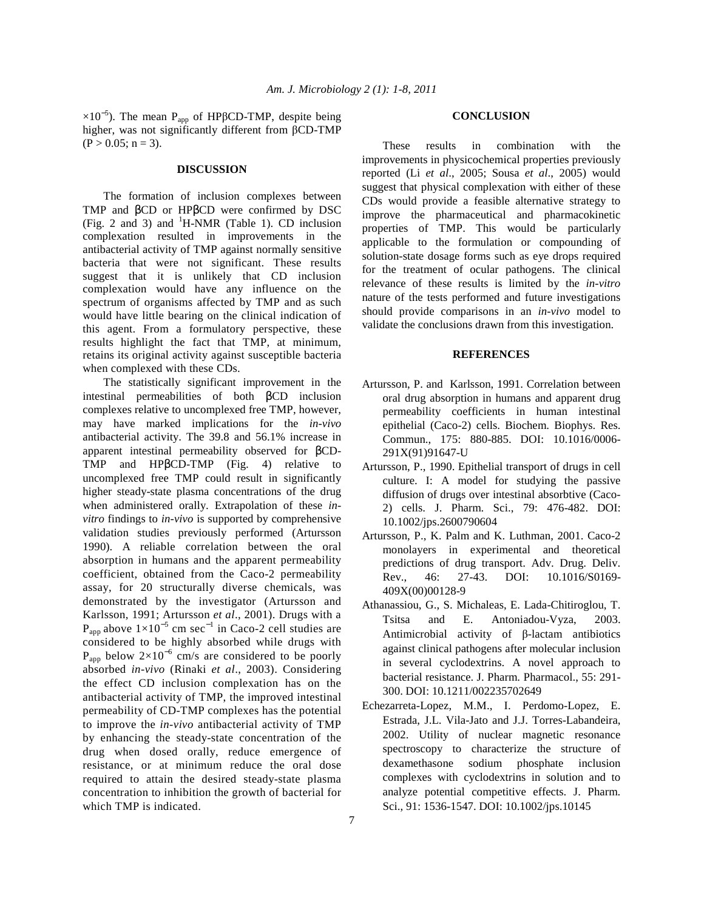$\times 10^{-5}$). The mean $P_{app}$ of HPβCD-TMP, despite being higher, was not significantly different from βCD-TMP ($P > 0.05$; $n = 3$).

## DISCUSSION

The formation of inclusion complexes between TMP and βCD or HPβCD were confirmed by DSC (Fig. 2 and 3) and $^1$H-NMR (Table 1). CD inclusion complexation resulted in improvements in the antibacterial activity of TMP against normally sensitive bacteria that were not significant. These results suggest that it is unlikely that CD inclusion complexation would have any influence on the spectrum of organisms affected by TMP and as such would have little bearing on the clinical indication of this agent. From a formulatory perspective, these results highlight the fact that TMP, at minimum, retains its original activity against susceptible bacteria when complexed with these CDs.

The statistically significant improvement in the intestinal permeabilities of both βCD inclusion complexes relative to uncomplexed free TMP, however, may have marked implications for the *in-vivo* antibacterial activity. The 39.8 and 56.1% increase in apparent intestinal permeability observed for βCD-TMP and HPβCD-TMP (Fig. 4) relative to uncomplexed free TMP could result in significantly higher steady-state plasma concentrations of the drug when administered orally. Extrapolation of these *in-vitro* findings to *in-vivo* is supported by comprehensive validation studies previously performed (Artursson 1990). A reliable correlation between the oral absorption in humans and the apparent permeability coefficient, obtained from the Caco-2 permeability assay, for 20 structurally diverse chemicals, was demonstrated by the investigator (Artursson and Karlsson, 1991; Artursson *et al*., 2001). Drugs with a $P_{app}$ above $1\times10^{-5}$ cm sec$^{-1}$ in Caco-2 cell studies are considered to be highly absorbed while drugs with $P_{app}$ below $2\times10^{-6}$ cm/s are considered to be poorly absorbed *in-vivo* (Rinaki *et al*., 2003). Considering the effect CD inclusion complexation has on the antibacterial activity of TMP, the improved intestinal permeability of CD-TMP complexes has the potential to improve the *in-vivo* antibacterial activity of TMP by enhancing the steady-state concentration of the drug when dosed orally, reduce emergence of resistance, or at minimum reduce the oral dose required to attain the desired steady-state plasma concentration to inhibition the growth of bacterial for which TMP is indicated.

## CONCLUSION

These results in combination with the improvements in physicochemical properties previously reported (Li *et al*., 2005; Sousa *et al*., 2005) would suggest that physical complexation with either of these CDs would provide a feasible alternative strategy to improve the pharmaceutical and pharmacokinetic properties of TMP. This would be particularly applicable to the formulation or compounding of solution-state dosage forms such as eye drops required for the treatment of ocular pathogens. The clinical relevance of these results is limited by the *in-vitro* nature of the tests performed and future investigations should provide comparisons in an *in-vivo* model to validate the conclusions drawn from this investigation.

## REFERENCES

Artursson, P. and Karlsson, 1991. Correlation between oral drug absorption in humans and apparent drug permeability coefficients in human intestinal epithelial (Caco-2) cells. Biochem. Biophys. Res. Commun., 175: 880-885. DOI: 10.1016/0006-291X(91)91647-U

Artursson, P., 1990. Epithelial transport of drugs in cell culture. I: A model for studying the passive diffusion of drugs over intestinal absorbtive (Caco-2) cells. J. Pharm. Sci., 79: 476-482. DOI: 10.1002/jps.2600790604

Artursson, P., K. Palm and K. Luthman, 2001. Caco-2 monolayers in experimental and theoretical predictions of drug transport. Adv. Drug. Deliv. Rev., 46: 27-43. DOI: 10.1016/S0169-409X(00)00128-9

Athanassiou, G., S. Michaleas, E. Lada-Chitiroglou, T. Tsitsa and E. Antoniadou-Vyza, 2003. Antimicrobial activity of β-lactam antibiotics against clinical pathogens after molecular inclusion in several cyclodextrins. A novel approach to bacterial resistance. J. Pharm. Pharmacol., 55: 291-300. DOI: 10.1211/002235702649

Echezarreta-Lopez, M.M., I. Perdomo-Lopez, E. Estrada, J.L. Vila-Jato and J.J. Torres-Labandeira, 2002. Utility of nuclear magnetic resonance spectroscopy to characterize the structure of dexamethasone sodium phosphate inclusion complexes with cyclodextrins in solution and to analyze potential competitive effects. J. Pharm. Sci., 91: 1536-1547. DOI: 10.1002/jps.10145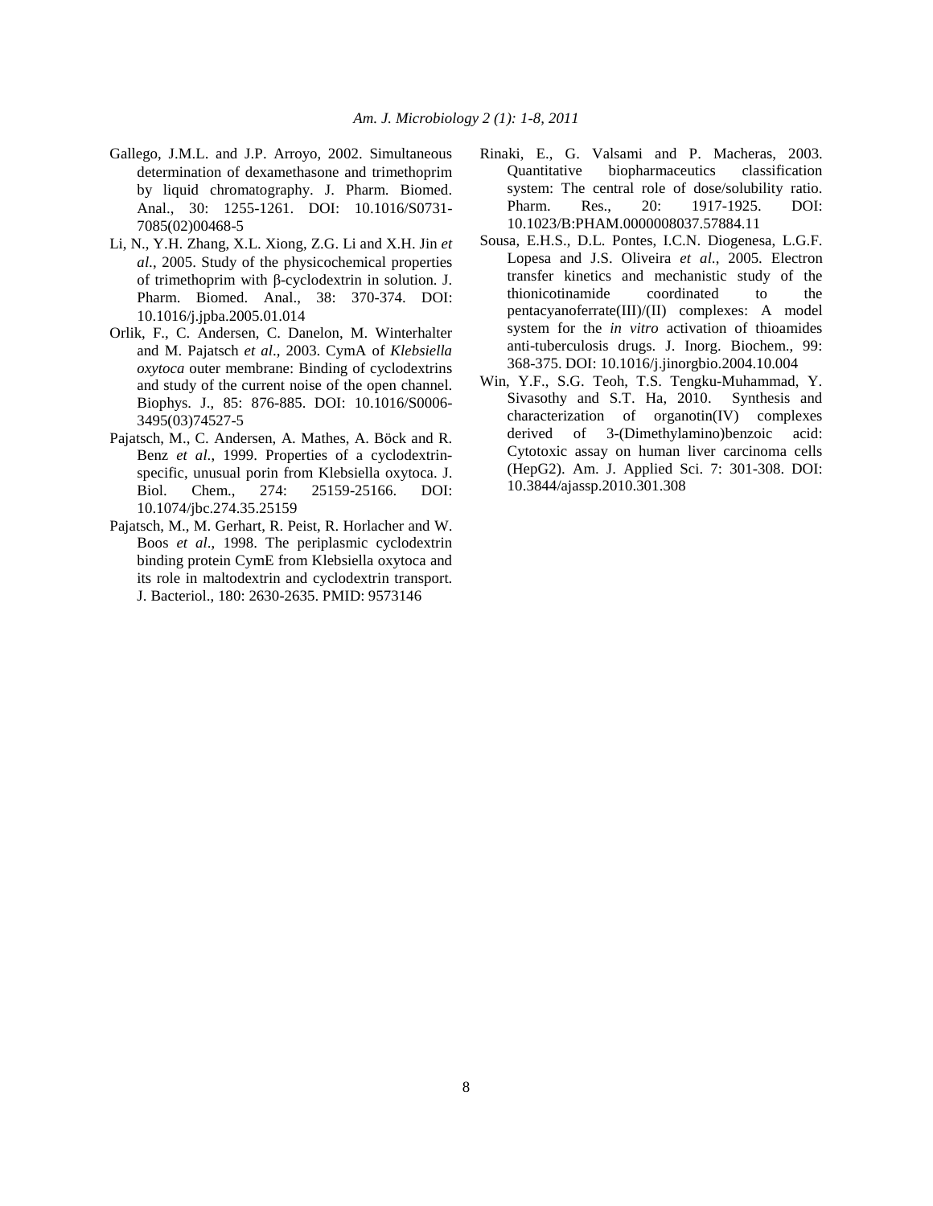Gallego, J.M.L. and J.P. Arroyo, 2002. Simultaneous determination of dexamethasone and trimethoprim by liquid chromatography. J. Pharm. Biomed. Anal., 30: 1255-1261. DOI: 10.1016/S0731-7085(02)00468-5

Li, N., Y.H. Zhang, X.L. Xiong, Z.G. Li and X.H. Jin *et al*., 2005. Study of the physicochemical properties of trimethoprim with β-cyclodextrin in solution. J. Pharm. Biomed. Anal., 38: 370-374. DOI: 10.1016/j.jpba.2005.01.014

Orlik, F., C. Andersen, C. Danelon, M. Winterhalter and M. Pajatsch *et al*., 2003. CymA of *Klebsiella oxytoca* outer membrane: Binding of cyclodextrins and study of the current noise of the open channel. Biophys. J., 85: 876-885. DOI: 10.1016/S0006-3495(03)74527-5

Pajatsch, M., C. Andersen, A. Mathes, A. Böck and R. Benz *et al*., 1999. Properties of a cyclodextrin-specific, unusual porin from Klebsiella oxytoca. J. Biol. Chem., 274: 25159-25166. DOI: 10.1074/jbc.274.35.25159

Pajatsch, M., M. Gerhart, R. Peist, R. Horlacher and W. Boos *et al*., 1998. The periplasmic cyclodextrin binding protein CymE from Klebsiella oxytoca and its role in maltodextrin and cyclodextrin transport. J. Bacteriol., 180: 2630-2635. PMID: 9573146

Rinaki, E., G. Valsami and P. Macheras, 2003. Quantitative biopharmaceutics classification system: The central role of dose/solubility ratio. Pharm. Res., 20: 1917-1925. DOI: 10.1023/B:PHAM.0000008037.57884.11

Sousa, E.H.S., D.L. Pontes, I.C.N. Diogenesa, L.G.F. Lopesa and J.S. Oliveira *et al*., 2005. Electron transfer kinetics and mechanistic study of the thionicotinamide coordinated to the pentacyanoferrate(III)/(II) complexes: A model system for the *in vitro* activation of thioamides anti-tuberculosis drugs. J. Inorg. Biochem., 99: 368-375. DOI: 10.1016/j.jinorgbio.2004.10.004

Win, Y.F., S.G. Teoh, T.S. Tengku-Muhammad, Y. Sivasothy and S.T. Ha, 2010. Synthesis and characterization of organotin(IV) complexes derived of 3-(Dimethylamino)benzoic acid: Cytotoxic assay on human liver carcinoma cells (HepG2). Am. J. Applied Sci. 7: 301-308. DOI: 10.3844/ajassp.2010.301.308